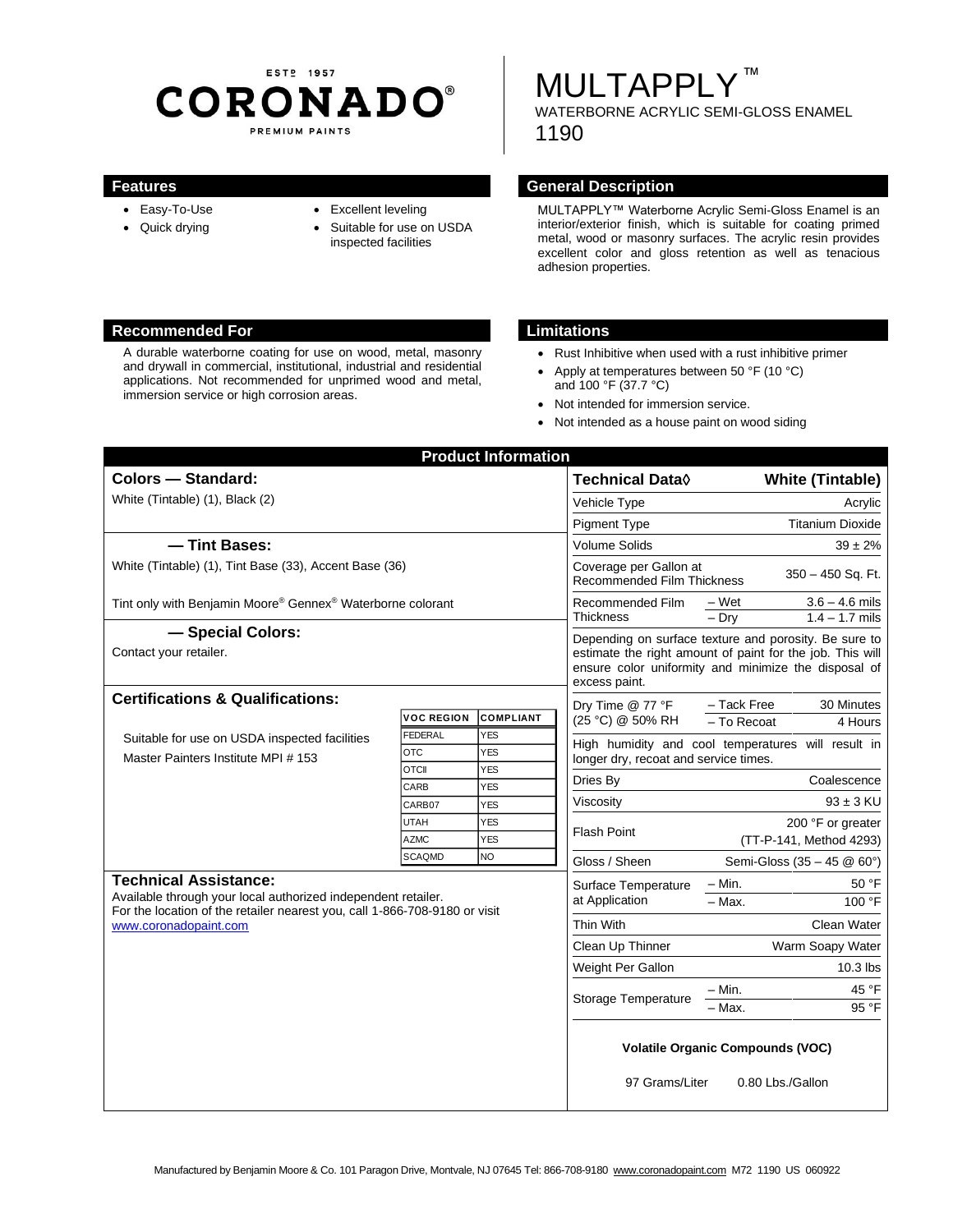ESTD 1957

**CORONADO®**

PREMIUM PAINTS

# MULTAPPLY™

WATERBORNE ACRYLIC SEMI-GLOSS ENAMEL

1190

## Features

- Easy-To-Use
- Quick drying
- Excellent leveling
- Suitable for use on USDA inspected facilities

## General Description

MULTAPPLY™ Waterborne Acrylic Semi-Gloss Enamel is an interior/exterior finish, which is suitable for coating primed metal, wood or masonry surfaces. The acrylic resin provides excellent color and gloss retention as well as tenacious adhesion properties.

## Recommended For

A durable waterborne coating for use on wood, metal, masonry and drywall in commercial, institutional, industrial and residential applications. Not recommended for unprimed wood and metal, immersion service or high corrosion areas.

## Limitations

- Rust Inhibitive when used with a rust inhibitive primer
- Apply at temperatures between 50 °F (10 °C) and 100 °F (37.7 °C)
- Not intended for immersion service.
- Not intended as a house paint on wood siding

## Product Information

### Colors — Standard:

White (Tintable) (1), Black (2)

### — Tint Bases:

White (Tintable) (1), Tint Base (33), Accent Base (36)

Tint only with Benjamin Moore® Gennex® Waterborne colorant

### — Special Colors:

Contact your retailer.

### Certifications & Qualifications:

Suitable for use on USDA inspected facilities

Master Painters Institute MPI # 153

| VOC REGION | COMPLIANT |
|---|---|
| FEDERAL | YES |
| OTC | YES |
| OTCII | YES |
| CARB | YES |
| CARB07 | YES |
| UTAH | YES |
| AZMC | YES |
| SCAQMD | NO |

### Technical Assistance:

Available through your local authorized independent retailer. For the location of the retailer nearest you, call 1-866-708-9180 or visit www.coronadopaint.com

| Technical Data◊ | | White (Tintable) |
|---|---|---|
| Vehicle Type | | Acrylic |
| Pigment Type | | Titanium Dioxide |
| Volume Solids | | 39 ± 2% |
| Coverage per Gallon at Recommended Film Thickness | | 350 – 450 Sq. Ft. |
| Recommended Film Thickness | – Wet | 3.6 – 4.6 mils |
| | – Dry | 1.4 – 1.7 mils |

Depending on surface texture and porosity. Be sure to estimate the right amount of paint for the job. This will ensure color uniformity and minimize the disposal of excess paint.

| | | |
|---|---|---|
| Dry Time @ 77 °F (25 °C) @ 50% RH | – Tack Free | 30 Minutes |
| | – To Recoat | 4 Hours |

High humidity and cool temperatures will result in longer dry, recoat and service times.

| | | |
|---|---|---|
| Dries By | | Coalescence |
| Viscosity | | 93 ± 3 KU |
| Flash Point | | 200 °F or greater (TT-P-141, Method 4293) |
| Gloss / Sheen | | Semi-Gloss (35 – 45 @ 60°) |
| Surface Temperature at Application | – Min. | 50 °F |
| | – Max. | 100 °F |
| Thin With | | Clean Water |
| Clean Up Thinner | | Warm Soapy Water |
| Weight Per Gallon | | 10.3 lbs |
| Storage Temperature | – Min. | 45 °F |
| | – Max. | 95 °F |

**Volatile Organic Compounds (VOC)**

97 Grams/Liter 0.80 Lbs./Gallon

Manufactured by Benjamin Moore & Co. 101 Paragon Drive, Montvale, NJ 07645 Tel: 866-708-9180 www.coronadopaint.com M72 1190 US 060922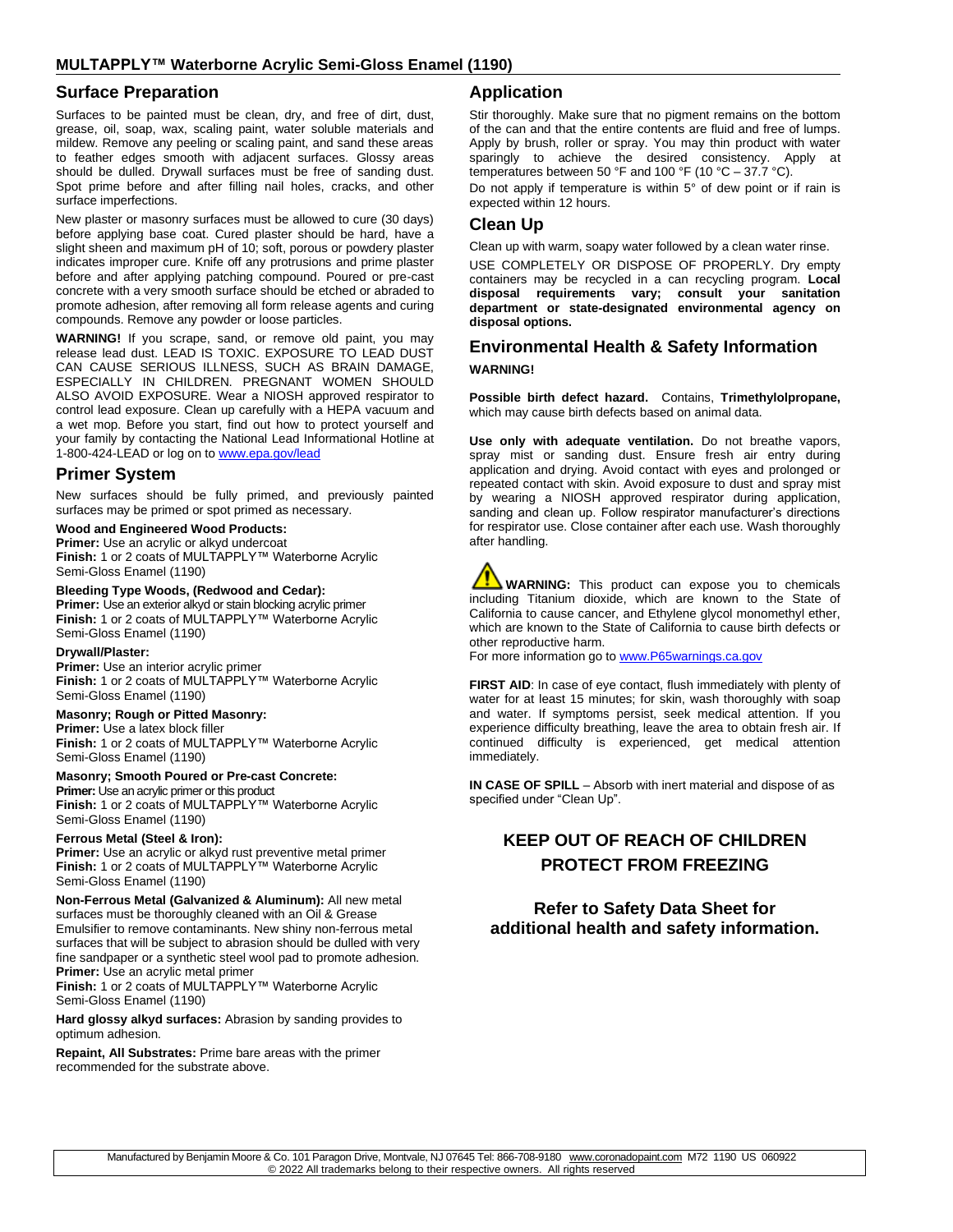# MULTAPPLY™ Waterborne Acrylic Semi-Gloss Enamel (1190)

## Surface Preparation

Surfaces to be painted must be clean, dry, and free of dirt, dust, grease, oil, soap, wax, scaling paint, water soluble materials and mildew. Remove any peeling or scaling paint, and sand these areas to feather edges smooth with adjacent surfaces. Glossy areas should be dulled. Drywall surfaces must be free of sanding dust. Spot prime before and after filling nail holes, cracks, and other surface imperfections.

New plaster or masonry surfaces must be allowed to cure (30 days) before applying base coat. Cured plaster should be hard, have a slight sheen and maximum pH of 10; soft, porous or powdery plaster indicates improper cure. Knife off any protrusions and prime plaster before and after applying patching compound. Poured or pre-cast concrete with a very smooth surface should be etched or abraded to promote adhesion, after removing all form release agents and curing compounds. Remove any powder or loose particles.

**WARNING!** If you scrape, sand, or remove old paint, you may release lead dust. LEAD IS TOXIC. EXPOSURE TO LEAD DUST CAN CAUSE SERIOUS ILLNESS, SUCH AS BRAIN DAMAGE, ESPECIALLY IN CHILDREN. PREGNANT WOMEN SHOULD ALSO AVOID EXPOSURE. Wear a NIOSH approved respirator to control lead exposure. Clean up carefully with a HEPA vacuum and a wet mop. Before you start, find out how to protect yourself and your family by contacting the National Lead Informational Hotline at 1-800-424-LEAD or log on to www.epa.gov/lead

## Primer System

New surfaces should be fully primed, and previously painted surfaces may be primed or spot primed as necessary.

**Wood and Engineered Wood Products:**
**Primer:** Use an acrylic or alkyd undercoat
**Finish:** 1 or 2 coats of MULTAPPLY™ Waterborne Acrylic Semi-Gloss Enamel (1190)

**Bleeding Type Woods, (Redwood and Cedar):**
**Primer:** Use an exterior alkyd or stain blocking acrylic primer
**Finish:** 1 or 2 coats of MULTAPPLY™ Waterborne Acrylic Semi-Gloss Enamel (1190)

**Drywall/Plaster:**
**Primer:** Use an interior acrylic primer
**Finish:** 1 or 2 coats of MULTAPPLY™ Waterborne Acrylic Semi-Gloss Enamel (1190)

**Masonry; Rough or Pitted Masonry:**
**Primer:** Use a latex block filler
**Finish:** 1 or 2 coats of MULTAPPLY™ Waterborne Acrylic Semi-Gloss Enamel (1190)

**Masonry; Smooth Poured or Pre-cast Concrete:**
**Primer:** Use an acrylic primer or this product
**Finish:** 1 or 2 coats of MULTAPPLY™ Waterborne Acrylic Semi-Gloss Enamel (1190)

**Ferrous Metal (Steel & Iron):**
**Primer:** Use an acrylic or alkyd rust preventive metal primer
**Finish:** 1 or 2 coats of MULTAPPLY™ Waterborne Acrylic Semi-Gloss Enamel (1190)

**Non-Ferrous Metal (Galvanized & Aluminum):** All new metal surfaces must be thoroughly cleaned with an Oil & Grease Emulsifier to remove contaminants. New shiny non-ferrous metal surfaces that will be subject to abrasion should be dulled with very fine sandpaper or a synthetic steel wool pad to promote adhesion.
**Primer:** Use an acrylic metal primer
**Finish:** 1 or 2 coats of MULTAPPLY™ Waterborne Acrylic Semi-Gloss Enamel (1190)

**Hard glossy alkyd surfaces:** Abrasion by sanding provides to optimum adhesion.

**Repaint, All Substrates:** Prime bare areas with the primer recommended for the substrate above.

## Application

Stir thoroughly. Make sure that no pigment remains on the bottom of the can and that the entire contents are fluid and free of lumps. Apply by brush, roller or spray. You may thin this product with water sparingly to achieve the desired consistency. Apply at temperatures between 50 °F and 100 °F (10 °C – 37.7 °C).

Do not apply if temperature is within 5° of dew point or if rain is expected within 12 hours.

## Clean Up

Clean up with warm, soapy water followed by a clean water rinse.

USE COMPLETELY OR DISPOSE OF PROPERLY. Dry empty containers may be recycled in a can recycling program. **Local disposal requirements vary; consult your sanitation department or state-designated environmental agency on disposal options.**

## Environmental Health & Safety Information

**WARNING!**

**Possible birth defect hazard.** Contains, **Trimethylolpropane,** which may cause birth defects based on animal data.

**Use only with adequate ventilation.** Do not breathe vapors, spray mist or sanding dust. Ensure fresh air entry during application and drying. Avoid contact with eyes and prolonged or repeated contact with skin. Avoid exposure to dust and spray mist by wearing a NIOSH approved respirator during application, sanding and clean up. Follow respirator manufacturer's directions for respirator use. Close container after each use. Wash thoroughly after handling.

⚠ **WARNING:** This product can expose you to chemicals including Titanium dioxide, which are known to the State of California to cause cancer, and Ethylene glycol monomethyl ether, which are known to the State of California to cause birth defects or other reproductive harm.
For more information go to www.P65warnings.ca.gov

**FIRST AID**: In case of eye contact, flush immediately with plenty of water for at least 15 minutes; for skin, wash thoroughly with soap and water. If symptoms persist, seek medical attention. If you experience difficulty breathing, leave the area to obtain fresh air. If continued difficulty is experienced, get medical attention immediately.

**IN CASE OF SPILL** – Absorb with inert material and dispose of as specified under "Clean Up".

**KEEP OUT OF REACH OF CHILDREN**
**PROTECT FROM FREEZING**

**Refer to Safety Data Sheet for additional health and safety information.**

Manufactured by Benjamin Moore & Co. 101 Paragon Drive, Montvale, NJ 07645 Tel: 866-708-9180 www.coronadopaint.com M72 1190 US 060922
© 2022 All trademarks belong to their respective owners. All rights reserved